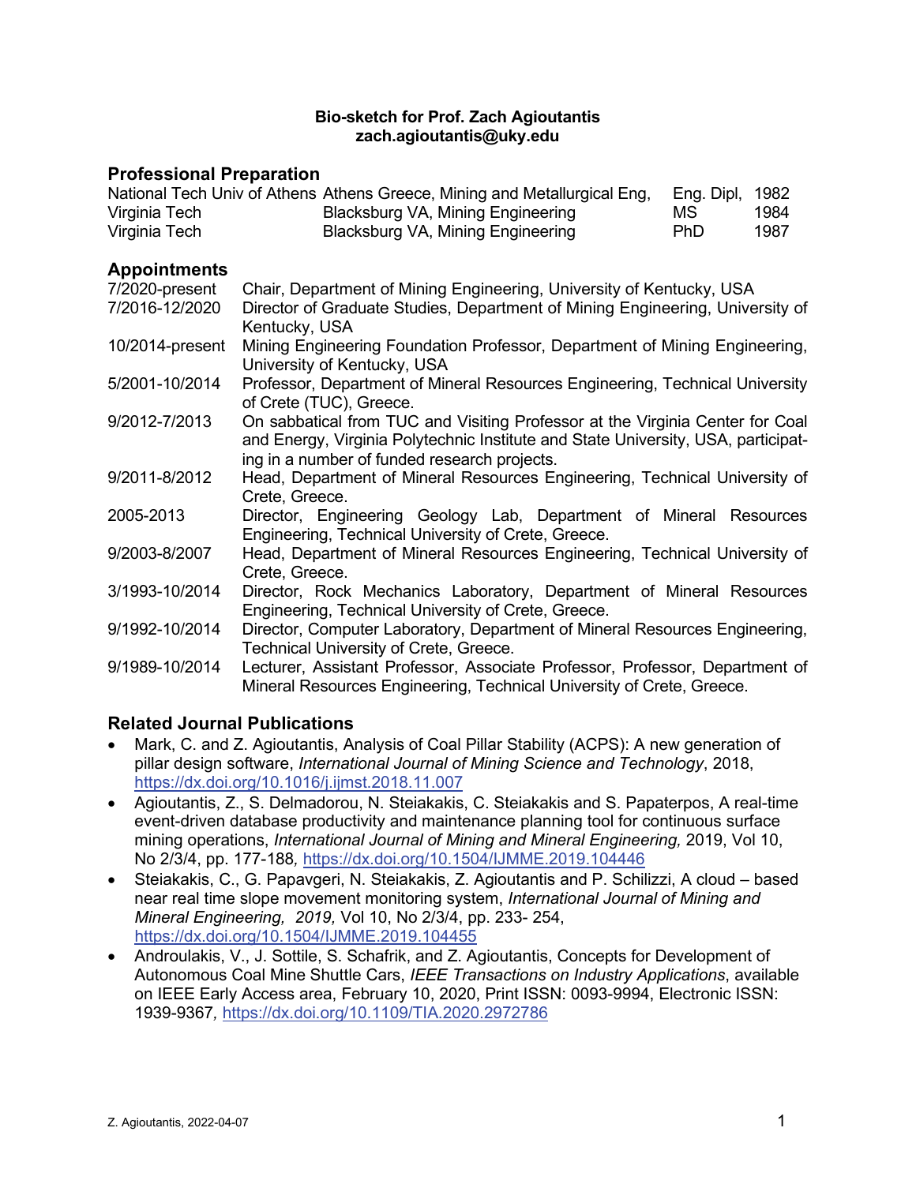**Bio-sketch for Prof. Zach Agioutantis**
**zach.agioutantis@uky.edu**

## Professional Preparation

| | | | |
|---|---|---|---|
| National Tech Univ of Athens | Athens Greece, Mining and Metallurgical Eng, | Eng. Dipl, | 1982 |
| Virginia Tech | Blacksburg VA, Mining Engineering | MS | 1984 |
| Virginia Tech | Blacksburg VA, Mining Engineering | PhD | 1987 |

## Appointments

| | |
|---|---|
| 7/2020-present | Chair, Department of Mining Engineering, University of Kentucky, USA |
| 7/2016-12/2020 | Director of Graduate Studies, Department of Mining Engineering, University of Kentucky, USA |
| 10/2014-present | Mining Engineering Foundation Professor, Department of Mining Engineering, University of Kentucky, USA |
| 5/2001-10/2014 | Professor, Department of Mineral Resources Engineering, Technical University of Crete (TUC), Greece. |
| 9/2012-7/2013 | On sabbatical from TUC and Visiting Professor at the Virginia Center for Coal and Energy, Virginia Polytechnic Institute and State University, USA, participating in a number of funded research projects. |
| 9/2011-8/2012 | Head, Department of Mineral Resources Engineering, Technical University of Crete, Greece. |
| 2005-2013 | Director, Engineering Geology Lab, Department of Mineral Resources Engineering, Technical University of Crete, Greece. |
| 9/2003-8/2007 | Head, Department of Mineral Resources Engineering, Technical University of Crete, Greece. |
| 3/1993-10/2014 | Director, Rock Mechanics Laboratory, Department of Mineral Resources Engineering, Technical University of Crete, Greece. |
| 9/1992-10/2014 | Director, Computer Laboratory, Department of Mineral Resources Engineering, Technical University of Crete, Greece. |
| 9/1989-10/2014 | Lecturer, Assistant Professor, Associate Professor, Professor, Department of Mineral Resources Engineering, Technical University of Crete, Greece. |

## Related Journal Publications

- Mark, C. and Z. Agioutantis, Analysis of Coal Pillar Stability (ACPS): A new generation of pillar design software, *International Journal of Mining Science and Technology*, 2018, https://dx.doi.org/10.1016/j.ijmst.2018.11.007
- Agioutantis, Z., S. Delmadorou, N. Steiakakis, C. Steiakakis and S. Papaterpos, A real-time event-driven database productivity and maintenance planning tool for continuous surface mining operations, *International Journal of Mining and Mineral Engineering,* 2019, Vol 10, No 2/3/4, pp. 177-188*,* https://dx.doi.org/10.1504/IJMME.2019.104446
- Steiakakis, C., G. Papavgeri, N. Steiakakis, Z. Agioutantis and P. Schilizzi, A cloud – based near real time slope movement monitoring system, *International Journal of Mining and Mineral Engineering, 2019,* Vol 10, No 2/3/4, pp. 233- 254, https://dx.doi.org/10.1504/IJMME.2019.104455
- Androulakis, V., J. Sottile, S. Schafrik, and Z. Agioutantis, Concepts for Development of Autonomous Coal Mine Shuttle Cars, *IEEE Transactions on Industry Applications*, available on IEEE Early Access area, February 10, 2020, Print ISSN: 0093-9994, Electronic ISSN: 1939-9367*,* https://dx.doi.org/10.1109/TIA.2020.2972786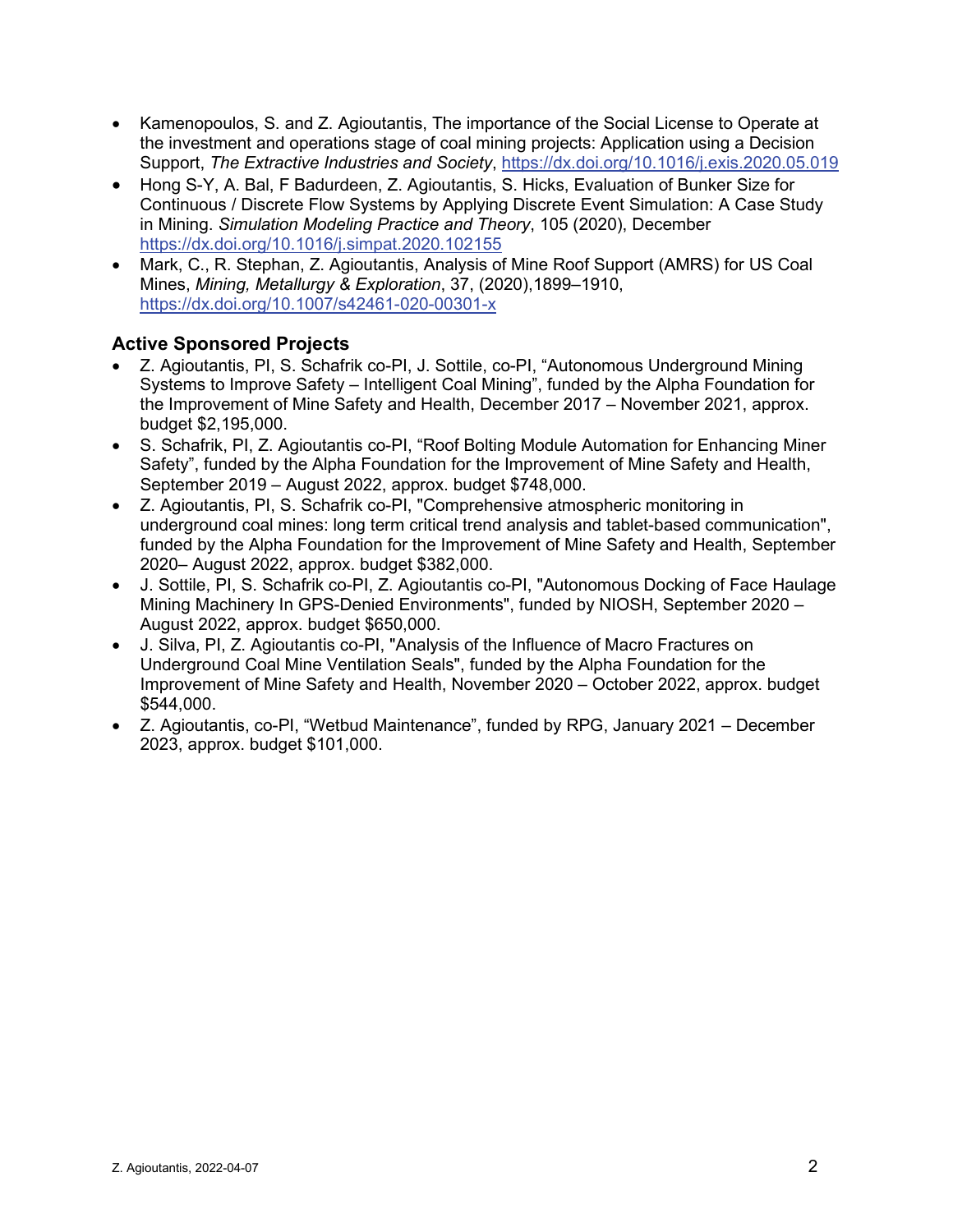- Kamenopoulos, S. and Z. Agioutantis, The importance of the Social License to Operate at the investment and operations stage of coal mining projects: Application using a Decision Support, *The Extractive Industries and Society*, https://dx.doi.org/10.1016/j.exis.2020.05.019
- Hong S-Y, A. Bal, F Badurdeen, Z. Agioutantis, S. Hicks, Evaluation of Bunker Size for Continuous / Discrete Flow Systems by Applying Discrete Event Simulation: A Case Study in Mining. *Simulation Modeling Practice and Theory*, 105 (2020), December https://dx.doi.org/10.1016/j.simpat.2020.102155
- Mark, C., R. Stephan, Z. Agioutantis, Analysis of Mine Roof Support (AMRS) for US Coal Mines, *Mining, Metallurgy & Exploration*, 37, (2020),1899–1910, https://dx.doi.org/10.1007/s42461-020-00301-x

### Active Sponsored Projects

- Z. Agioutantis, PI, S. Schafrik co-PI, J. Sottile, co-PI, "Autonomous Underground Mining Systems to Improve Safety – Intelligent Coal Mining", funded by the Alpha Foundation for the Improvement of Mine Safety and Health, December 2017 – November 2021, approx. budget $2,195,000.
- S. Schafrik, PI, Z. Agioutantis co-PI, "Roof Bolting Module Automation for Enhancing Miner Safety", funded by the Alpha Foundation for the Improvement of Mine Safety and Health, September 2019 – August 2022, approx. budget $748,000.
- Z. Agioutantis, PI, S. Schafrik co-PI, "Comprehensive atmospheric monitoring in underground coal mines: long term critical trend analysis and tablet-based communication", funded by the Alpha Foundation for the Improvement of Mine Safety and Health, September 2020– August 2022, approx. budget $382,000.
- J. Sottile, PI, S. Schafrik co-PI, Z. Agioutantis co-PI, "Autonomous Docking of Face Haulage Mining Machinery In GPS-Denied Environments", funded by NIOSH, September 2020 – August 2022, approx. budget $650,000.
- J. Silva, PI, Z. Agioutantis co-PI, "Analysis of the Influence of Macro Fractures on Underground Coal Mine Ventilation Seals", funded by the Alpha Foundation for the Improvement of Mine Safety and Health, November 2020 – October 2022, approx. budget $544,000.
- Z. Agioutantis, co-PI, "Wetbud Maintenance", funded by RPG, January 2021 – December 2023, approx. budget $101,000.